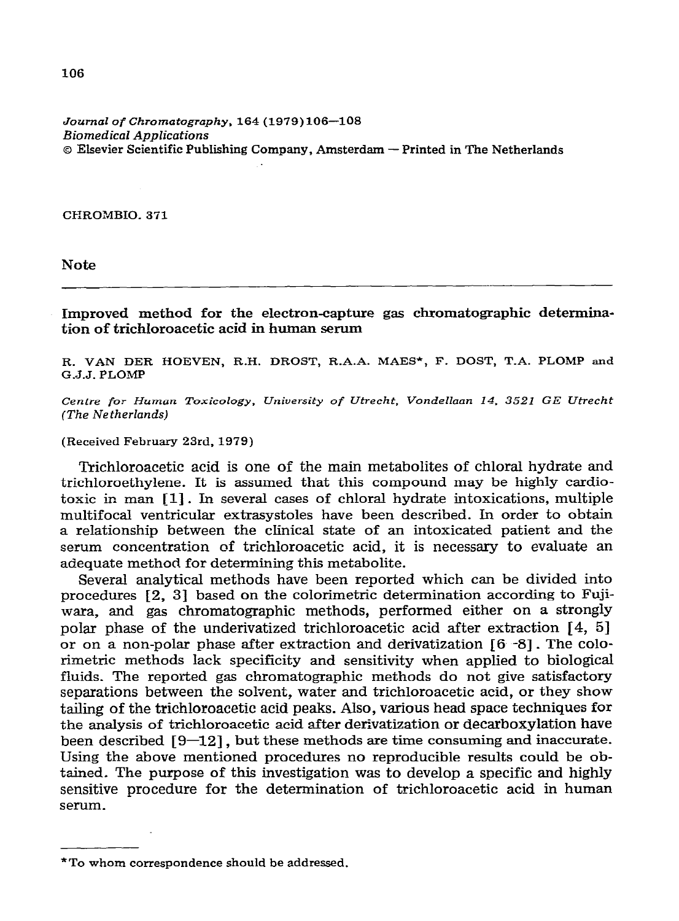CHROMBIO. 371

## Note

# Improved method for the electron-capture gas chromatographic determination of trichloroacetic acid in human serum

R. VAN DER HOEVEN, R.H. DROST, R.A.A. MAES*, F. DOST, T.A. PLOMP and G.J.J. PLOMP

*Centre for Human Toxicology, University of Utrecht, Vondellaan 14, 3521 GE Utrecht (The Netherlands)*

(Received February 23rd, 1979)

Trichloroacetic acid is one of the main metabolites of chloral hydrate and trichloroethylene. It is assumed that this compound may be highly cardiotoxic in man [1]. In several cases of chloral hydrate intoxications, multiple multifocal ventricular extrasystoles have been described. In order to obtain a relationship between the clinical state of an intoxicated patient and the serum concentration of trichloroacetic acid, it is necessary to evaluate an adequate method for determining this metabolite.

Several analytical methods have been reported which can be divided into procedures [2, 3] based on the colorimetric determination according to Fujiwara, and gas chromatographic methods, performed either on a strongly polar phase of the underivatized trichloroacetic acid after extraction [4, 5] or on a non-polar phase after extraction and derivatization [6–8]. The colorimetric methods lack specificity and sensitivity when applied to biological fluids. The reported gas chromatographic methods do not give satisfactory separations between the solvent, water and trichloroacetic acid, or they show tailing of the trichloroacetic acid peaks. Also, various head space techniques for the analysis of trichloroacetic acid after derivatization or decarboxylation have been described [9–12], but these methods are time consuming and inaccurate. Using the above mentioned procedures no reproducible results could be obtained. The purpose of this investigation was to develop a specific and highly sensitive procedure for the determination of trichloroacetic acid in human serum.

---

*To whom correspondence should be addressed.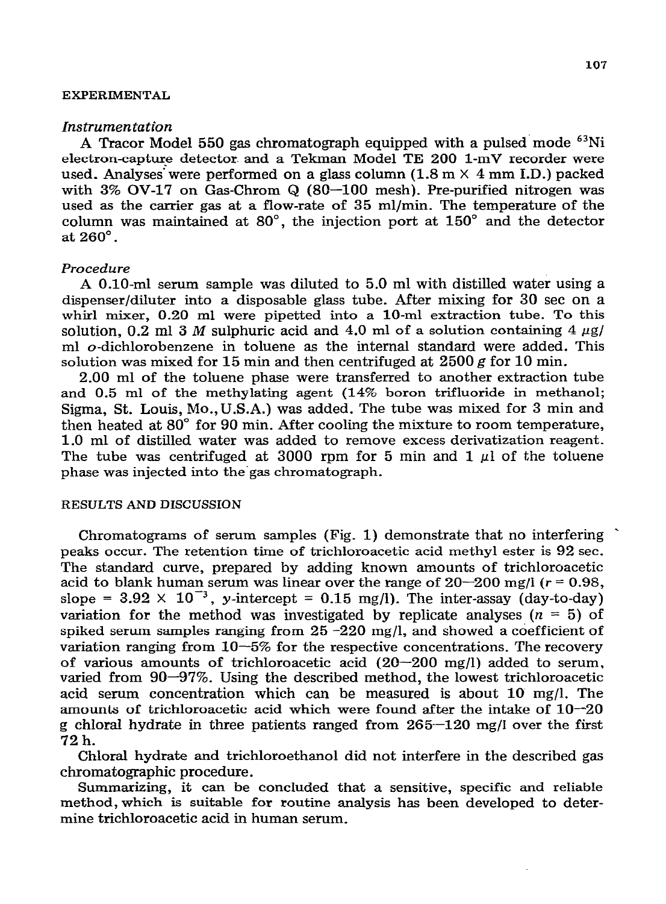## EXPERIMENTAL

### *Instrumentation*

A Tracor Model 550 gas chromatograph equipped with a pulsed mode $^{63}Ni$ electron-capture detector and a Tekman Model TE 200 1-mV recorder were used. Analyses were performed on a glass column (1.8 m × 4 mm I.D.) packed with 3% OV-17 on Gas-Chrom Q (80–100 mesh). Pre-purified nitrogen was used as the carrier gas at a flow-rate of 35 ml/min. The temperature of the column was maintained at 80°, the injection port at 150° and the detector at 260°.

### *Procedure*

A 0.10-ml serum sample was diluted to 5.0 ml with distilled water using a dispenser/diluter into a disposable glass tube. After mixing for 30 sec on a whirl mixer, 0.20 ml were pipetted into a 10-ml extraction tube. To this solution, 0.2 ml 3 *M* sulphuric acid and 4.0 ml of a solution containing 4 $\mu$g/ml *o*-dichlorobenzene in toluene as the internal standard were added. This solution was mixed for 15 min and then centrifuged at 2500 *g* for 10 min.

2.00 ml of the toluene phase were transferred to another extraction tube and 0.5 ml of the methylating agent (14% boron trifluoride in methanol; Sigma, St. Louis, Mo., U.S.A.) was added. The tube was mixed for 3 min and then heated at 80° for 90 min. After cooling the mixture to room temperature, 1.0 ml of distilled water was added to remove excess derivatization reagent. The tube was centrifuged at 3000 rpm for 5 min and 1 $\mu$l of the toluene phase was injected into the gas chromatograph.

## RESULTS AND DISCUSSION

Chromatograms of serum samples (Fig. 1) demonstrate that no interfering peaks occur. The retention time of trichloroacetic acid methyl ester is 92 sec. The standard curve, prepared by adding known amounts of trichloroacetic acid to blank human serum was linear over the range of 20–200 mg/l ($r = 0.98$, slope = $3.92 \times 10^{-3}$, $y$-intercept = 0.15 mg/l). The inter-assay (day-to-day) variation for the method was investigated by replicate analyses ($n = 5$) of spiked serum samples ranging from 25–220 mg/l, and showed a coefficient of variation ranging from 10–5% for the respective concentrations. The recovery of various amounts of trichloroacetic acid (20–200 mg/l) added to serum, varied from 90–97%. Using the described method, the lowest trichloroacetic acid serum concentration which can be measured is about 10 mg/l. The amounts of trichloroacetic acid which were found after the intake of 10–20 g chloral hydrate in three patients ranged from 265–120 mg/l over the first 72 h.

Chloral hydrate and trichloroethanol did not interfere in the described gas chromatographic procedure.

Summarizing, it can be concluded that a sensitive, specific and reliable method, which is suitable for routine analysis has been developed to determine trichloroacetic acid in human serum.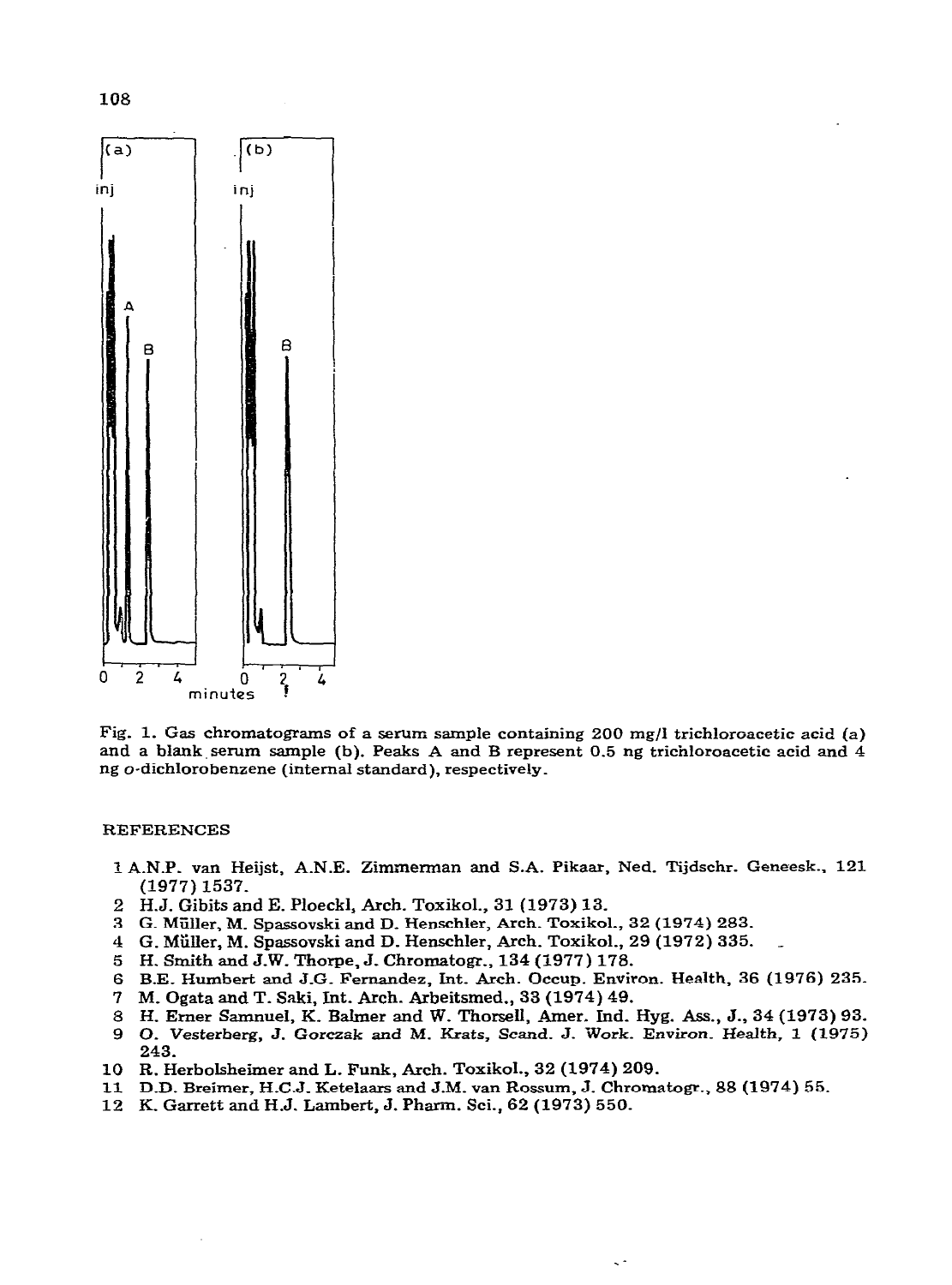(a)

inj

A

B

0 2 4

(b)

inj

B

0 2 4

minutes

Fig. 1. Gas chromatograms of a serum sample containing 200 mg/l trichloroacetic acid (a) and a blank serum sample (b). Peaks A and B represent 0.5 ng trichloroacetic acid and 4 ng *o*-dichlorobenzene (internal standard), respectively.

## REFERENCES

1 A.N.P. van Heijst, A.N.E. Zimmerman and S.A. Pikaar, Ned. Tijdschr. Geneesk., 121 (1977) 1537.
2 H.J. Gibits and E. Ploeckl, Arch. Toxikol., 31 (1973) 13.
3 G. Müller, M. Spassovski and D. Henschler, Arch. Toxikol., 32 (1974) 283.
4 G. Müller, M. Spassovski and D. Henschler, Arch. Toxikol., 29 (1972) 335.
5 H. Smith and J.W. Thorpe, J. Chromatogr., 134 (1977) 178.
6 B.E. Humbert and J.G. Fernandez, Int. Arch. Occup. Environ. Health, 36 (1976) 235.
7 M. Ogata and T. Saki, Int. Arch. Arbeitsmed., 33 (1974) 49.
8 H. Erner Samnuel, K. Balmer and W. Thorsell, Amer. Ind. Hyg. Ass., J., 34 (1973) 93.
9 O. Vesterberg, J. Gorczak and M. Krats, Scand. J. Work. Environ. Health, 1 (1975) 243.
10 R. Herbolsheimer and L. Funk, Arch. Toxikol., 32 (1974) 209.
11 D.D. Breimer, H.C.J. Ketelaars and J.M. van Rossum, J. Chromatogr., 88 (1974) 55.
12 K. Garrett and H.J. Lambert, J. Pharm. Sci., 62 (1973) 550.